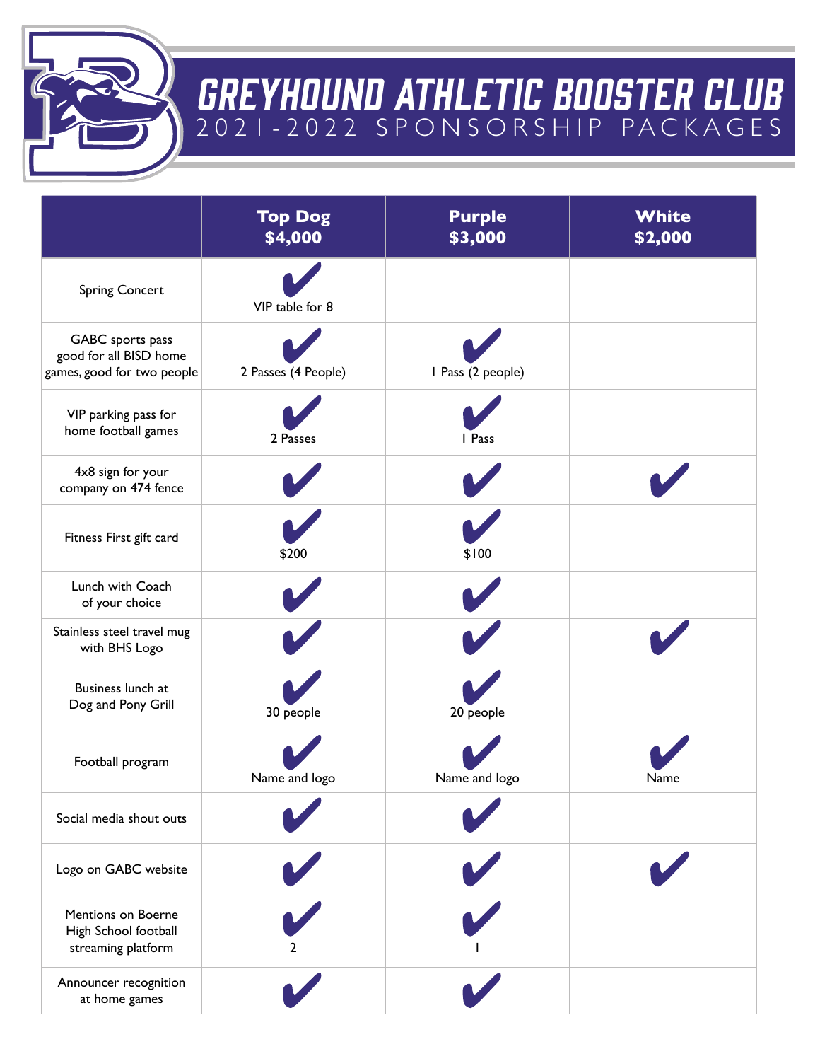# GREYHOUND ATHLETIC BOOSTER CLUB

## 2021-2022 SPONSORSHIP PACKAGES

| | Top Dog $4,000 | Purple $3,000 | White $2,000 |
|---|---|---|---|
| Spring Concert | ✔ VIP table for 8 | | |
| GABC sports pass good for all BISD home games, good for two people | ✔ 2 Passes (4 People) | ✔ 1 Pass (2 people) | |
| VIP parking pass for home football games | ✔ 2 Passes | ✔ 1 Pass | |
| 4x8 sign for your company on 474 fence | ✔ | ✔ | ✔ |
| Fitness First gift card | ✔ $200 | ✔ $100 | |
| Lunch with Coach of your choice | ✔ | ✔ | |
| Stainless steel travel mug with BHS Logo | ✔ | ✔ | ✔ |
| Business lunch at Dog and Pony Grill | ✔ 30 people | ✔ 20 people | |
| Football program | ✔ Name and logo | ✔ Name and logo | ✔ Name |
| Social media shout outs | ✔ | ✔ | |
| Logo on GABC website | ✔ | ✔ | ✔ |
| Mentions on Boerne High School football streaming platform | ✔ 2 | ✔ 1 | |
| Announcer recognition at home games | ✔ | ✔ | |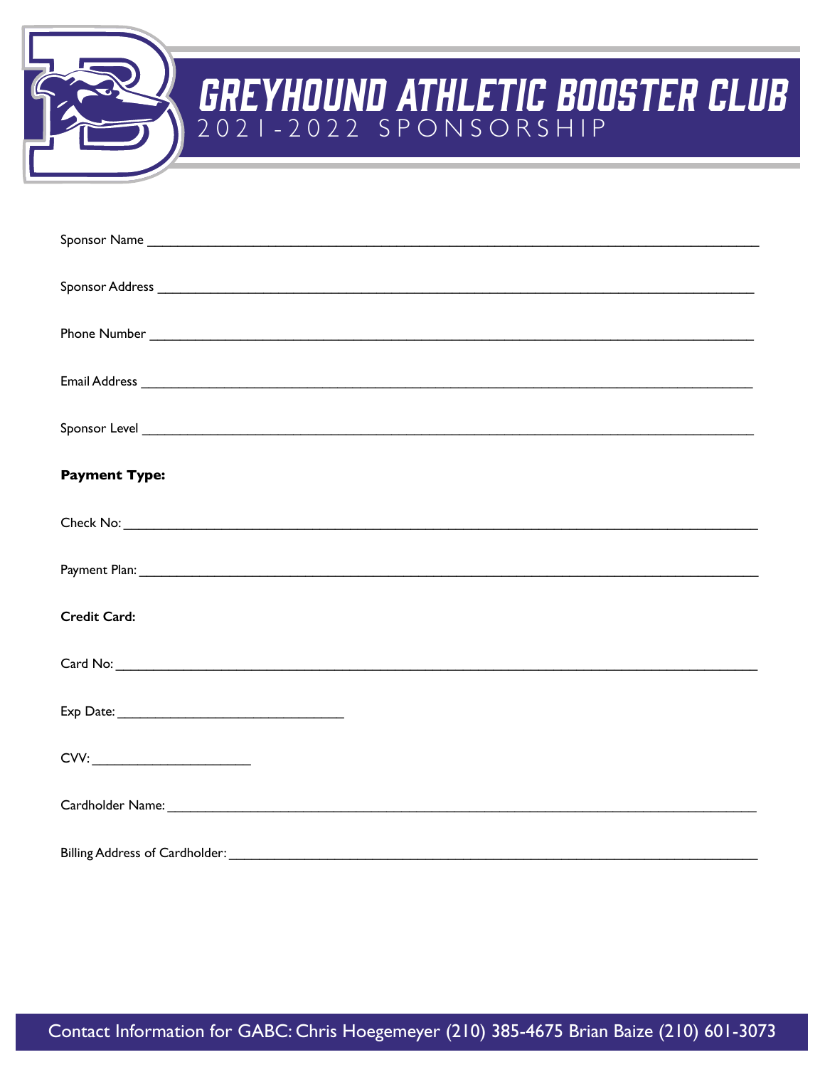# GREYHOUND ATHLETIC BOOSTER CLUB

## 2021-2022 SPONSORSHIP

Sponsor Name ___________________________________________________________________________

Sponsor Address ________________________________________________________________________

Phone Number __________________________________________________________________________

Email Address __________________________________________________________________________

Sponsor Level __________________________________________________________________________

**Payment Type:**

Check No: _____________________________________________________________________________

Payment Plan: __________________________________________________________________________

**Credit Card:**

Card No: ______________________________________________________________________________

Exp Date: ____________________________

CVV: ____________________

Cardholder Name: _______________________________________________________________________

Billing Address of Cardholder: _____________________________________________________________

Contact Information for GABC: Chris Hoegemeyer (210) 385-4675 Brian Baize (210) 601-3073